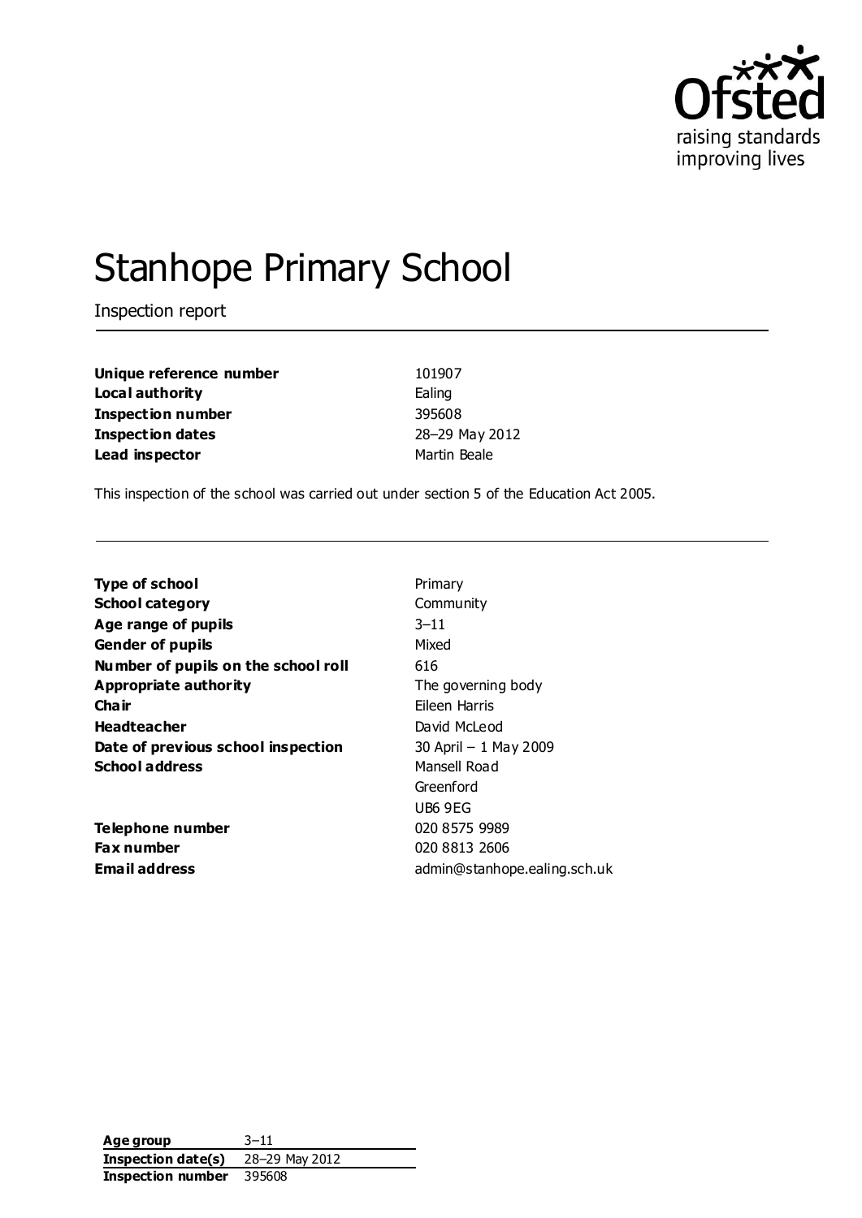Ofsted
raising standards
improving lives

# Stanhope Primary School

Inspection report

| | |
|---|---|
| **Unique reference number** | 101907 |
| **Local authority** | Ealing |
| **Inspection number** | 395608 |
| **Inspection dates** | 28–29 May 2012 |
| **Lead inspector** | Martin Beale |

This inspection of the school was carried out under section 5 of the Education Act 2005.

| | |
|---|---|
| **Type of school** | Primary |
| **School category** | Community |
| **Age range of pupils** | 3–11 |
| **Gender of pupils** | Mixed |
| **Number of pupils on the school roll** | 616 |
| **Appropriate authority** | The governing body |
| **Chair** | Eileen Harris |
| **Headteacher** | David McLeod |
| **Date of previous school inspection** | 30 April – 1 May 2009 |
| **School address** | Mansell Road<br>Greenford<br>UB6 9EG |
| **Telephone number** | 020 8575 9989 |
| **Fax number** | 020 8813 2606 |
| **Email address** | admin@stanhope.ealing.sch.uk |

| | |
|---|---|
| **Age group** | 3–11 |
| **Inspection date(s)** | 28–29 May 2012 |
| **Inspection number** | 395608 |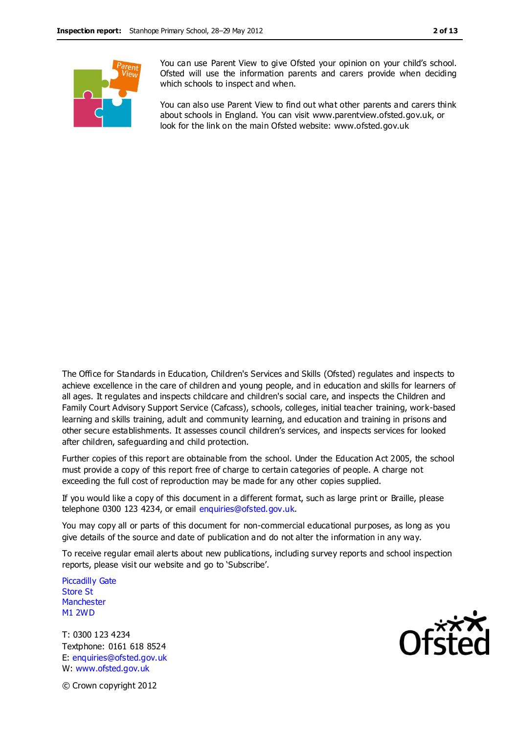You can use Parent View to give Ofsted your opinion on your child's school. Ofsted will use the information parents and carers provide when deciding which schools to inspect and when.

You can also use Parent View to find out what other parents and carers think about schools in England. You can visit www.parentview.ofsted.gov.uk, or look for the link on the main Ofsted website: www.ofsted.gov.uk

The Office for Standards in Education, Children's Services and Skills (Ofsted) regulates and inspects to achieve excellence in the care of children and young people, and in education and skills for learners of all ages. It regulates and inspects childcare and children's social care, and inspects the Children and Family Court Advisory Support Service (Cafcass), schools, colleges, initial teacher training, work-based learning and skills training, adult and community learning, and education and training in prisons and other secure establishments. It assesses council children's services, and inspects services for looked after children, safeguarding and child protection.

Further copies of this report are obtainable from the school. Under the Education Act 2005, the school must provide a copy of this report free of charge to certain categories of people. A charge not exceeding the full cost of reproduction may be made for any other copies supplied.

If you would like a copy of this document in a different format, such as large print or Braille, please telephone 0300 123 4234, or email enquiries@ofsted.gov.uk.

You may copy all or parts of this document for non-commercial educational purposes, as long as you give details of the source and date of publication and do not alter the information in any way.

To receive regular email alerts about new publications, including survey reports and school inspection reports, please visit our website and go to 'Subscribe'.

Piccadilly Gate
Store St
Manchester
M1 2WD

T: 0300 123 4234
Textphone: 0161 618 8524
E: enquiries@ofsted.gov.uk
W: www.ofsted.gov.uk

© Crown copyright 2012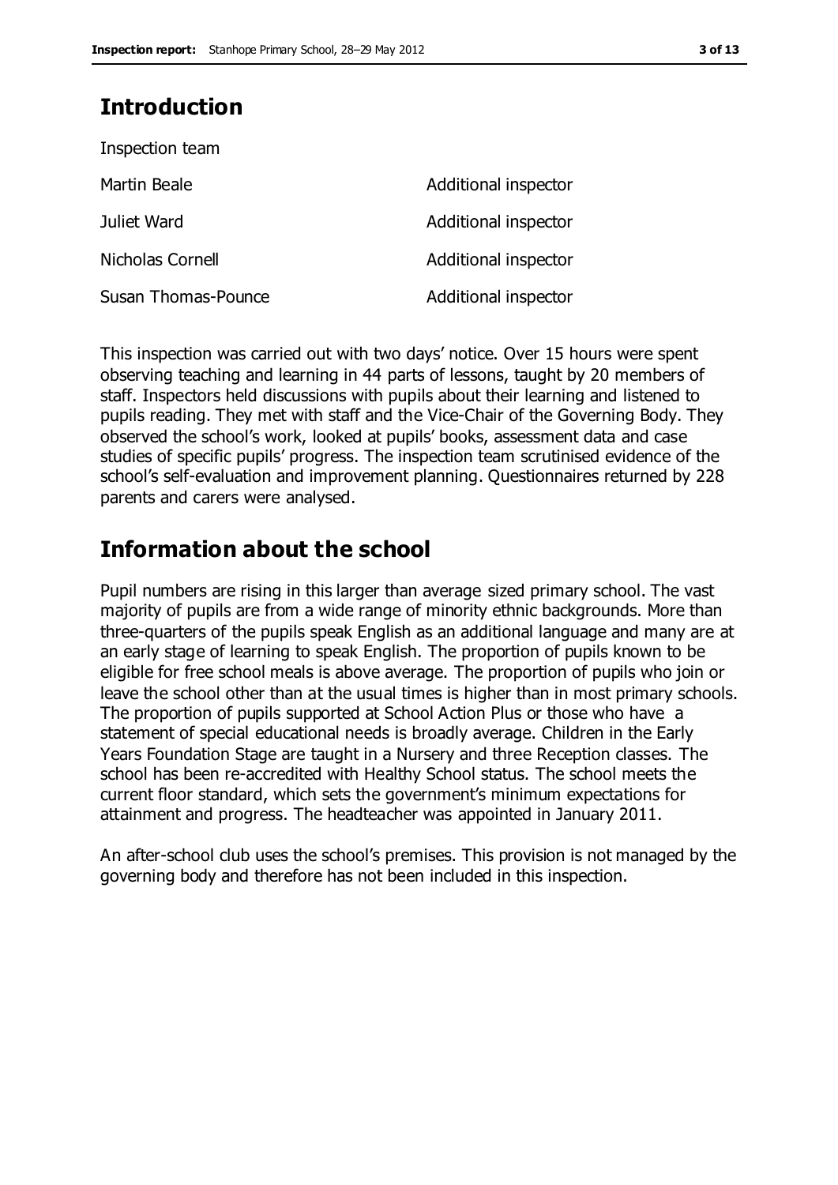## Introduction

Inspection team

| | |
|---|---|
| Martin Beale | Additional inspector |
| Juliet Ward | Additional inspector |
| Nicholas Cornell | Additional inspector |
| Susan Thomas-Pounce | Additional inspector |

This inspection was carried out with two days' notice. Over 15 hours were spent observing teaching and learning in 44 parts of lessons, taught by 20 members of staff. Inspectors held discussions with pupils about their learning and listened to pupils reading. They met with staff and the Vice-Chair of the Governing Body. They observed the school's work, looked at pupils' books, assessment data and case studies of specific pupils' progress. The inspection team scrutinised evidence of the school's self-evaluation and improvement planning. Questionnaires returned by 228 parents and carers were analysed.

## Information about the school

Pupil numbers are rising in this larger than average sized primary school. The vast majority of pupils are from a wide range of minority ethnic backgrounds. More than three-quarters of the pupils speak English as an additional language and many are at an early stage of learning to speak English. The proportion of pupils known to be eligible for free school meals is above average. The proportion of pupils who join or leave the school other than at the usual times is higher than in most primary schools. The proportion of pupils supported at School Action Plus or those who have a statement of special educational needs is broadly average. Children in the Early Years Foundation Stage are taught in a Nursery and three Reception classes. The school has been re-accredited with Healthy School status. The school meets the current floor standard, which sets the government's minimum expectations for attainment and progress. The headteacher was appointed in January 2011.

An after-school club uses the school's premises. This provision is not managed by the governing body and therefore has not been included in this inspection.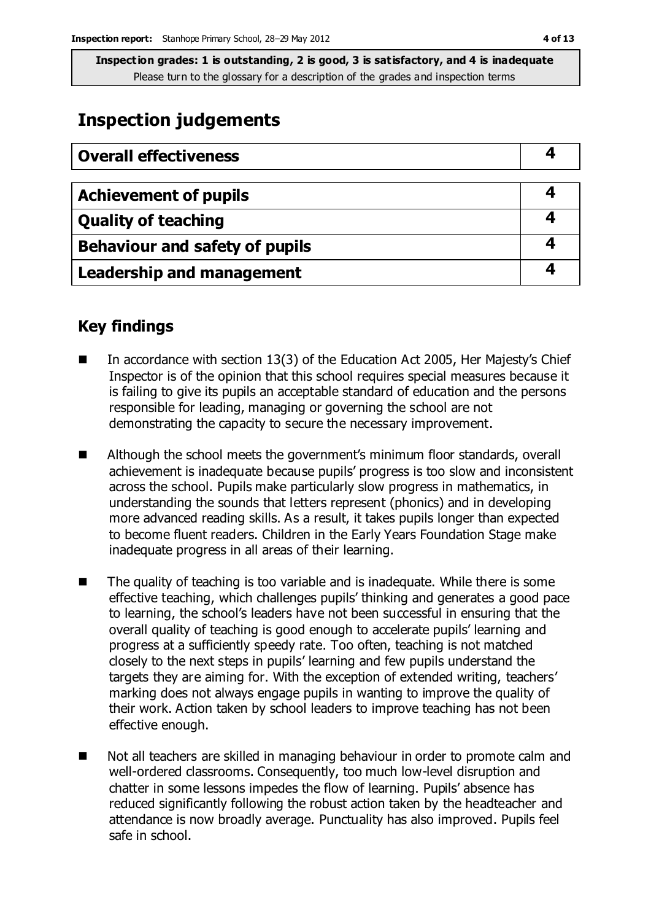**Inspection grades: 1 is outstanding, 2 is good, 3 is satisfactory, and 4 is inadequate**
Please turn to the glossary for a description of the grades and inspection terms

## Inspection judgements

| Overall effectiveness | 4 |
|---|---|

| Achievement of pupils | 4 |
|---|---|
| Quality of teaching | 4 |
| Behaviour and safety of pupils | 4 |
| Leadership and management | 4 |

## Key findings

- In accordance with section 13(3) of the Education Act 2005, Her Majesty's Chief Inspector is of the opinion that this school requires special measures because it is failing to give its pupils an acceptable standard of education and the persons responsible for leading, managing or governing the school are not demonstrating the capacity to secure the necessary improvement.
- Although the school meets the government's minimum floor standards, overall achievement is inadequate because pupils' progress is too slow and inconsistent across the school. Pupils make particularly slow progress in mathematics, in understanding the sounds that letters represent (phonics) and in developing more advanced reading skills. As a result, it takes pupils longer than expected to become fluent readers. Children in the Early Years Foundation Stage make inadequate progress in all areas of their learning.
- The quality of teaching is too variable and is inadequate. While there is some effective teaching, which challenges pupils' thinking and generates a good pace to learning, the school's leaders have not been successful in ensuring that the overall quality of teaching is good enough to accelerate pupils' learning and progress at a sufficiently speedy rate. Too often, teaching is not matched closely to the next steps in pupils' learning and few pupils understand the targets they are aiming for. With the exception of extended writing, teachers' marking does not always engage pupils in wanting to improve the quality of their work. Action taken by school leaders to improve teaching has not been effective enough.
- Not all teachers are skilled in managing behaviour in order to promote calm and well-ordered classrooms. Consequently, too much low-level disruption and chatter in some lessons impedes the flow of learning. Pupils' absence has reduced significantly following the robust action taken by the headteacher and attendance is now broadly average. Punctuality has also improved. Pupils feel safe in school.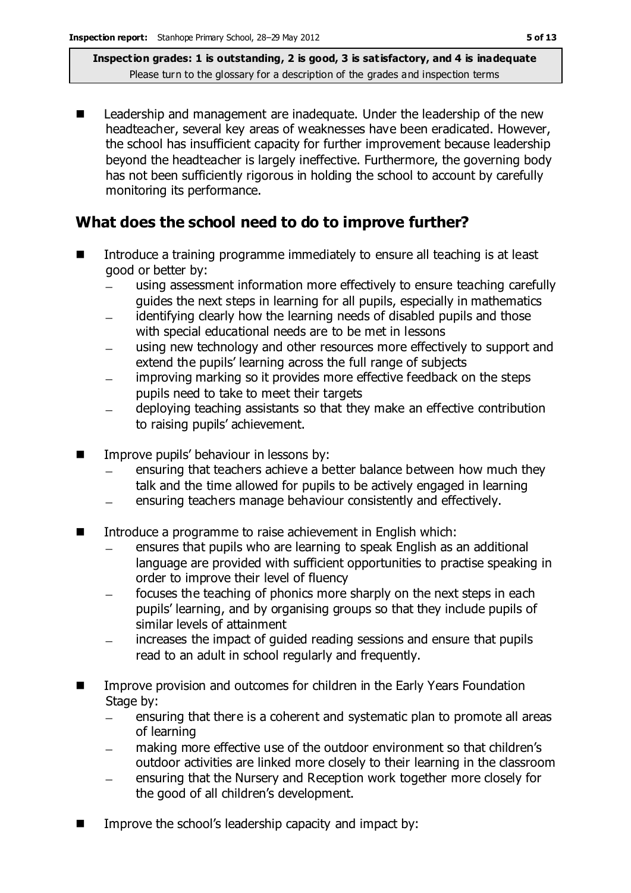- Leadership and management are inadequate. Under the leadership of the new headteacher, several key areas of weaknesses have been eradicated. However, the school has insufficient capacity for further improvement because leadership beyond the headteacher is largely ineffective. Furthermore, the governing body has not been sufficiently rigorous in holding the school to account by carefully monitoring its performance.

## What does the school need to do to improve further?

- Introduce a training programme immediately to ensure all teaching is at least good or better by:
  - using assessment information more effectively to ensure teaching carefully guides the next steps in learning for all pupils, especially in mathematics
  - identifying clearly how the learning needs of disabled pupils and those with special educational needs are to be met in lessons
  - using new technology and other resources more effectively to support and extend the pupils' learning across the full range of subjects
  - improving marking so it provides more effective feedback on the steps pupils need to take to meet their targets
  - deploying teaching assistants so that they make an effective contribution to raising pupils' achievement.

- Improve pupils' behaviour in lessons by:
  - ensuring that teachers achieve a better balance between how much they talk and the time allowed for pupils to be actively engaged in learning
  - ensuring teachers manage behaviour consistently and effectively.

- Introduce a programme to raise achievement in English which:
  - ensures that pupils who are learning to speak English as an additional language are provided with sufficient opportunities to practise speaking in order to improve their level of fluency
  - focuses the teaching of phonics more sharply on the next steps in each pupils' learning, and by organising groups so that they include pupils of similar levels of attainment
  - increases the impact of guided reading sessions and ensure that pupils read to an adult in school regularly and frequently.

- Improve provision and outcomes for children in the Early Years Foundation Stage by:
  - ensuring that there is a coherent and systematic plan to promote all areas of learning
  - making more effective use of the outdoor environment so that children's outdoor activities are linked more closely to their learning in the classroom
  - ensuring that the Nursery and Reception work together more closely for the good of all children's development.

- Improve the school's leadership capacity and impact by: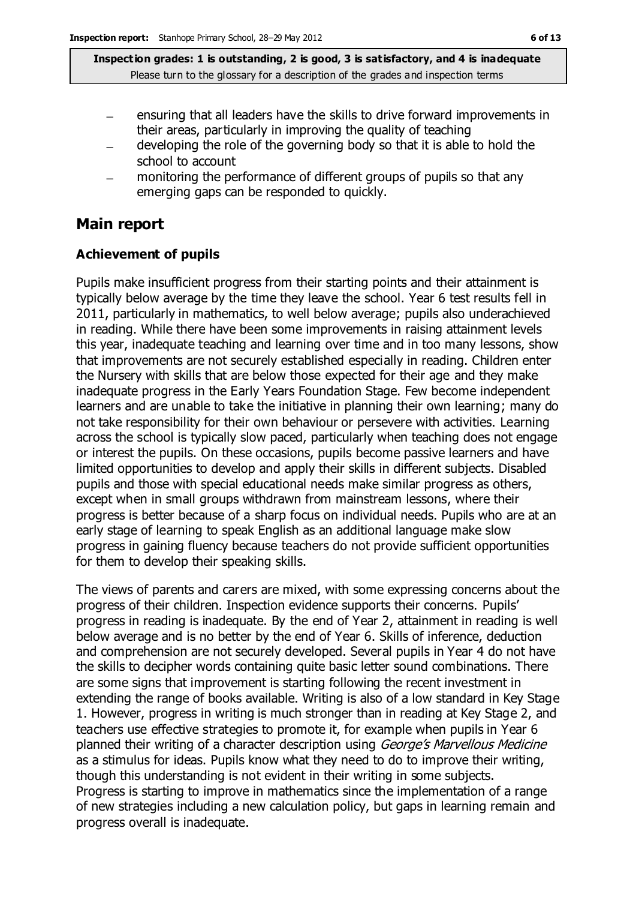- ensuring that all leaders have the skills to drive forward improvements in their areas, particularly in improving the quality of teaching
- developing the role of the governing body so that it is able to hold the school to account
- monitoring the performance of different groups of pupils so that any emerging gaps can be responded to quickly.

## Main report

### Achievement of pupils

Pupils make insufficient progress from their starting points and their attainment is typically below average by the time they leave the school. Year 6 test results fell in 2011, particularly in mathematics, to well below average; pupils also underachieved in reading. While there have been some improvements in raising attainment levels this year, inadequate teaching and learning over time and in too many lessons, show that improvements are not securely established especially in reading. Children enter the Nursery with skills that are below those expected for their age and they make inadequate progress in the Early Years Foundation Stage. Few become independent learners and are unable to take the initiative in planning their own learning; many do not take responsibility for their own behaviour or persevere with activities. Learning across the school is typically slow paced, particularly when teaching does not engage or interest the pupils. On these occasions, pupils become passive learners and have limited opportunities to develop and apply their skills in different subjects. Disabled pupils and those with special educational needs make similar progress as others, except when in small groups withdrawn from mainstream lessons, where their progress is better because of a sharp focus on individual needs. Pupils who are at an early stage of learning to speak English as an additional language make slow progress in gaining fluency because teachers do not provide sufficient opportunities for them to develop their speaking skills.

The views of parents and carers are mixed, with some expressing concerns about the progress of their children. Inspection evidence supports their concerns. Pupils' progress in reading is inadequate. By the end of Year 2, attainment in reading is well below average and is no better by the end of Year 6. Skills of inference, deduction and comprehension are not securely developed. Several pupils in Year 4 do not have the skills to decipher words containing quite basic letter sound combinations. There are some signs that improvement is starting following the recent investment in extending the range of books available. Writing is also of a low standard in Key Stage 1. However, progress in writing is much stronger than in reading at Key Stage 2, and teachers use effective strategies to promote it, for example when pupils in Year 6 planned their writing of a character description using *George's Marvellous Medicine* as a stimulus for ideas. Pupils know what they need to do to improve their writing, though this understanding is not evident in their writing in some subjects. Progress is starting to improve in mathematics since the implementation of a range of new strategies including a new calculation policy, but gaps in learning remain and progress overall is inadequate.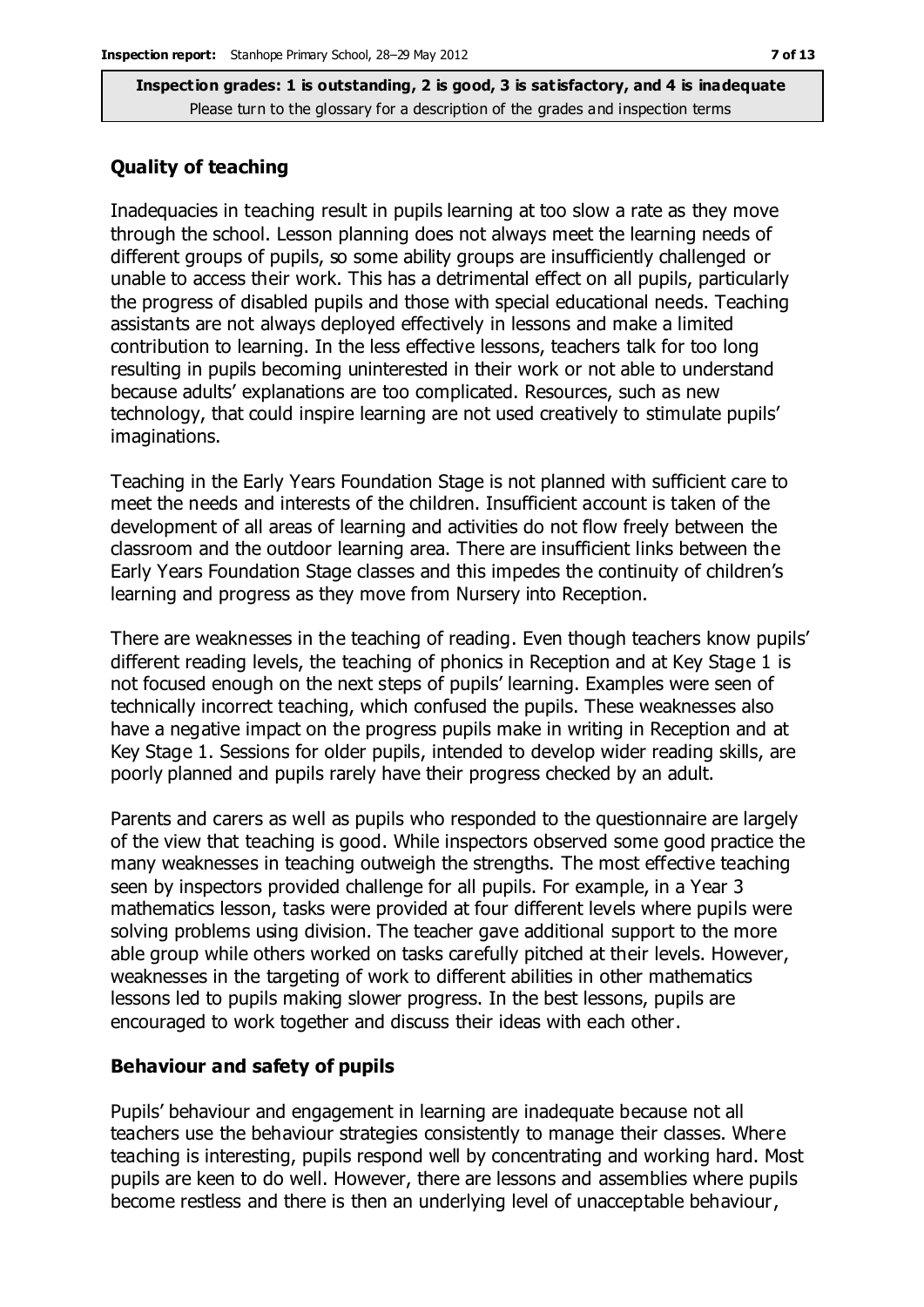## Quality of teaching

Inadequacies in teaching result in pupils learning at too slow a rate as they move through the school. Lesson planning does not always meet the learning needs of different groups of pupils, so some ability groups are insufficiently challenged or unable to access their work. This has a detrimental effect on all pupils, particularly the progress of disabled pupils and those with special educational needs. Teaching assistants are not always deployed effectively in lessons and make a limited contribution to learning. In the less effective lessons, teachers talk for too long resulting in pupils becoming uninterested in their work or not able to understand because adults' explanations are too complicated. Resources, such as new technology, that could inspire learning are not used creatively to stimulate pupils' imaginations.

Teaching in the Early Years Foundation Stage is not planned with sufficient care to meet the needs and interests of the children. Insufficient account is taken of the development of all areas of learning and activities do not flow freely between the classroom and the outdoor learning area. There are insufficient links between the Early Years Foundation Stage classes and this impedes the continuity of children's learning and progress as they move from Nursery into Reception.

There are weaknesses in the teaching of reading. Even though teachers know pupils' different reading levels, the teaching of phonics in Reception and at Key Stage 1 is not focused enough on the next steps of pupils' learning. Examples were seen of technically incorrect teaching, which confused the pupils. These weaknesses also have a negative impact on the progress pupils make in writing in Reception and at Key Stage 1. Sessions for older pupils, intended to develop wider reading skills, are poorly planned and pupils rarely have their progress checked by an adult.

Parents and carers as well as pupils who responded to the questionnaire are largely of the view that teaching is good. While inspectors observed some good practice the many weaknesses in teaching outweigh the strengths. The most effective teaching seen by inspectors provided challenge for all pupils. For example, in a Year 3 mathematics lesson, tasks were provided at four different levels where pupils were solving problems using division. The teacher gave additional support to the more able group while others worked on tasks carefully pitched at their levels. However, weaknesses in the targeting of work to different abilities in other mathematics lessons led to pupils making slower progress. In the best lessons, pupils are encouraged to work together and discuss their ideas with each other.

## Behaviour and safety of pupils

Pupils' behaviour and engagement in learning are inadequate because not all teachers use the behaviour strategies consistently to manage their classes. Where teaching is interesting, pupils respond well by concentrating and working hard. Most pupils are keen to do well. However, there are lessons and assemblies where pupils become restless and there is then an underlying level of unacceptable behaviour,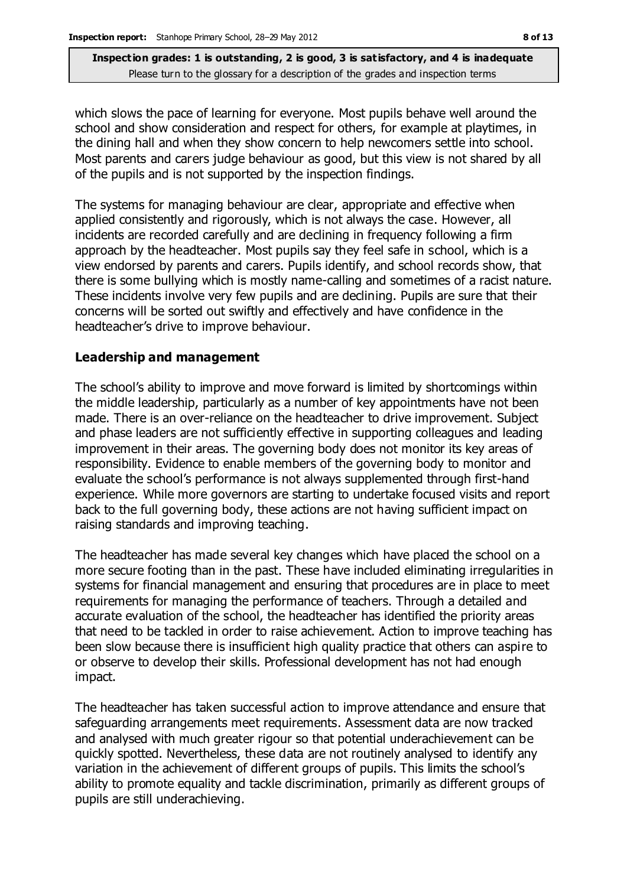which slows the pace of learning for everyone. Most pupils behave well around the school and show consideration and respect for others, for example at playtimes, in the dining hall and when they show concern to help newcomers settle into school. Most parents and carers judge behaviour as good, but this view is not shared by all of the pupils and is not supported by the inspection findings.

The systems for managing behaviour are clear, appropriate and effective when applied consistently and rigorously, which is not always the case. However, all incidents are recorded carefully and are declining in frequency following a firm approach by the headteacher. Most pupils say they feel safe in school, which is a view endorsed by parents and carers. Pupils identify, and school records show, that there is some bullying which is mostly name-calling and sometimes of a racist nature. These incidents involve very few pupils and are declining. Pupils are sure that their concerns will be sorted out swiftly and effectively and have confidence in the headteacher's drive to improve behaviour.

### Leadership and management

The school's ability to improve and move forward is limited by shortcomings within the middle leadership, particularly as a number of key appointments have not been made. There is an over-reliance on the headteacher to drive improvement. Subject and phase leaders are not sufficiently effective in supporting colleagues and leading improvement in their areas. The governing body does not monitor its key areas of responsibility. Evidence to enable members of the governing body to monitor and evaluate the school's performance is not always supplemented through first-hand experience. While more governors are starting to undertake focused visits and report back to the full governing body, these actions are not having sufficient impact on raising standards and improving teaching.

The headteacher has made several key changes which have placed the school on a more secure footing than in the past. These have included eliminating irregularities in systems for financial management and ensuring that procedures are in place to meet requirements for managing the performance of teachers. Through a detailed and accurate evaluation of the school, the headteacher has identified the priority areas that need to be tackled in order to raise achievement. Action to improve teaching has been slow because there is insufficient high quality practice that others can aspire to or observe to develop their skills. Professional development has not had enough impact.

The headteacher has taken successful action to improve attendance and ensure that safeguarding arrangements meet requirements. Assessment data are now tracked and analysed with much greater rigour so that potential underachievement can be quickly spotted. Nevertheless, these data are not routinely analysed to identify any variation in the achievement of different groups of pupils. This limits the school's ability to promote equality and tackle discrimination, primarily as different groups of pupils are still underachieving.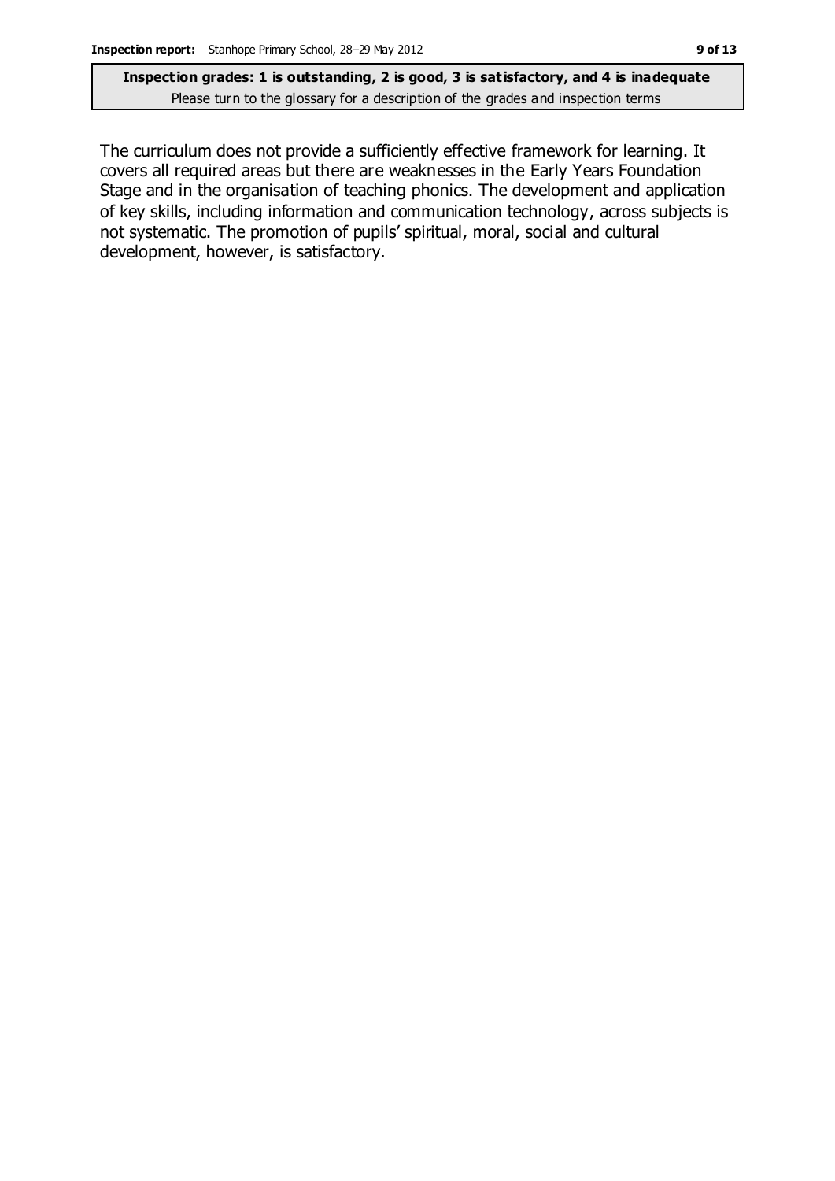The curriculum does not provide a sufficiently effective framework for learning. It covers all required areas but there are weaknesses in the Early Years Foundation Stage and in the organisation of teaching phonics. The development and application of key skills, including information and communication technology, across subjects is not systematic. The promotion of pupils' spiritual, moral, social and cultural development, however, is satisfactory.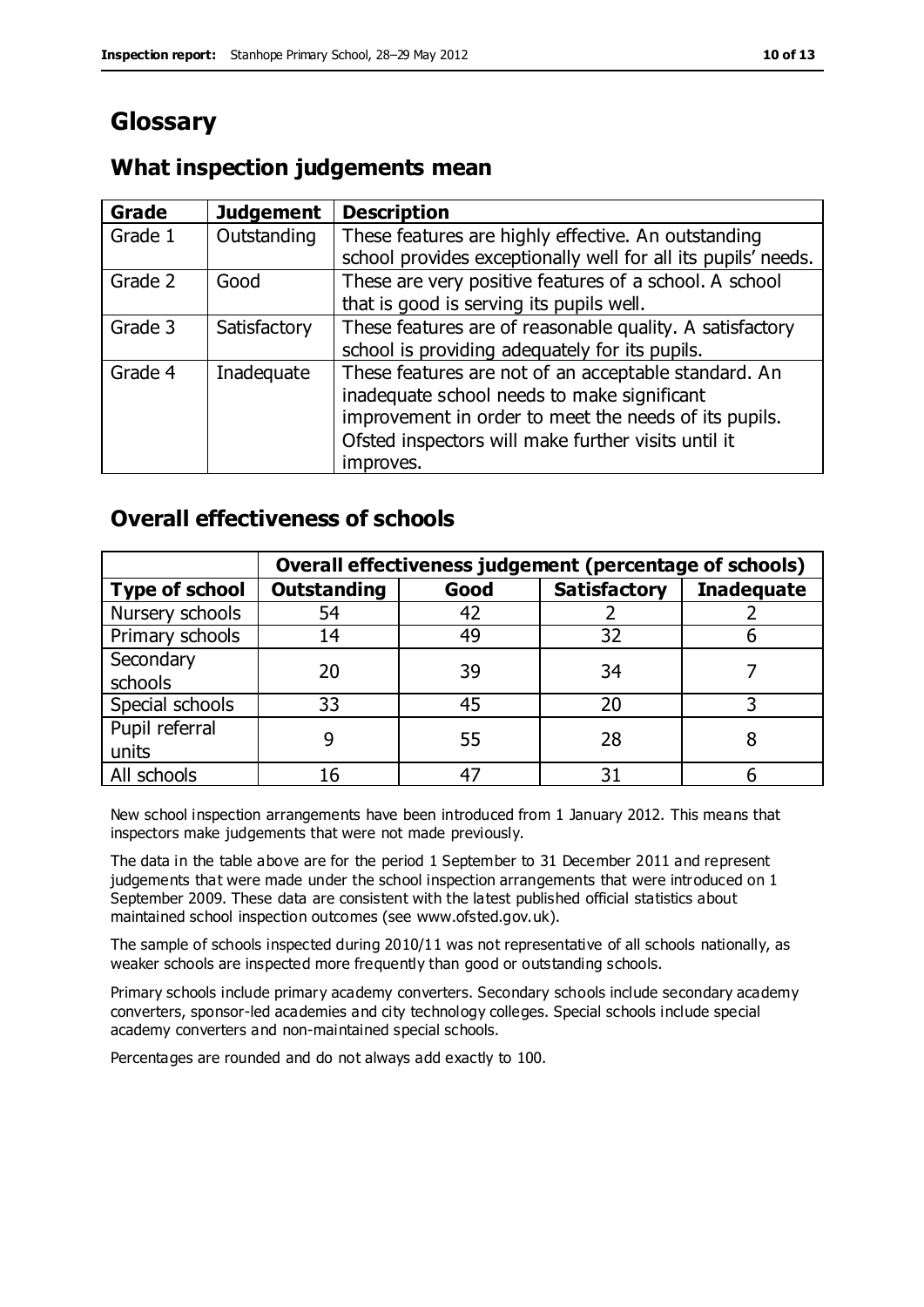# Glossary

## What inspection judgements mean

| Grade | Judgement | Description |
|---|---|---|
| Grade 1 | Outstanding | These features are highly effective. An outstanding school provides exceptionally well for all its pupils' needs. |
| Grade 2 | Good | These are very positive features of a school. A school that is good is serving its pupils well. |
| Grade 3 | Satisfactory | These features are of reasonable quality. A satisfactory school is providing adequately for its pupils. |
| Grade 4 | Inadequate | These features are not of an acceptable standard. An inadequate school needs to make significant improvement in order to meet the needs of its pupils. Ofsted inspectors will make further visits until it improves. |

## Overall effectiveness of schools

| | Overall effectiveness judgement (percentage of schools) | | | |
|---|---|---|---|---|
| **Type of school** | **Outstanding** | **Good** | **Satisfactory** | **Inadequate** |
| Nursery schools | 54 | 42 | 2 | 2 |
| Primary schools | 14 | 49 | 32 | 6 |
| Secondary schools | 20 | 39 | 34 | 7 |
| Special schools | 33 | 45 | 20 | 3 |
| Pupil referral units | 9 | 55 | 28 | 8 |
| All schools | 16 | 47 | 31 | 6 |

New school inspection arrangements have been introduced from 1 January 2012. This means that inspectors make judgements that were not made previously.

The data in the table above are for the period 1 September to 31 December 2011 and represent judgements that were made under the school inspection arrangements that were introduced on 1 September 2009. These data are consistent with the latest published official statistics about maintained school inspection outcomes (see www.ofsted.gov.uk).

The sample of schools inspected during 2010/11 was not representative of all schools nationally, as weaker schools are inspected more frequently than good or outstanding schools.

Primary schools include primary academy converters. Secondary schools include secondary academy converters, sponsor-led academies and city technology colleges. Special schools include special academy converters and non-maintained special schools.

Percentages are rounded and do not always add exactly to 100.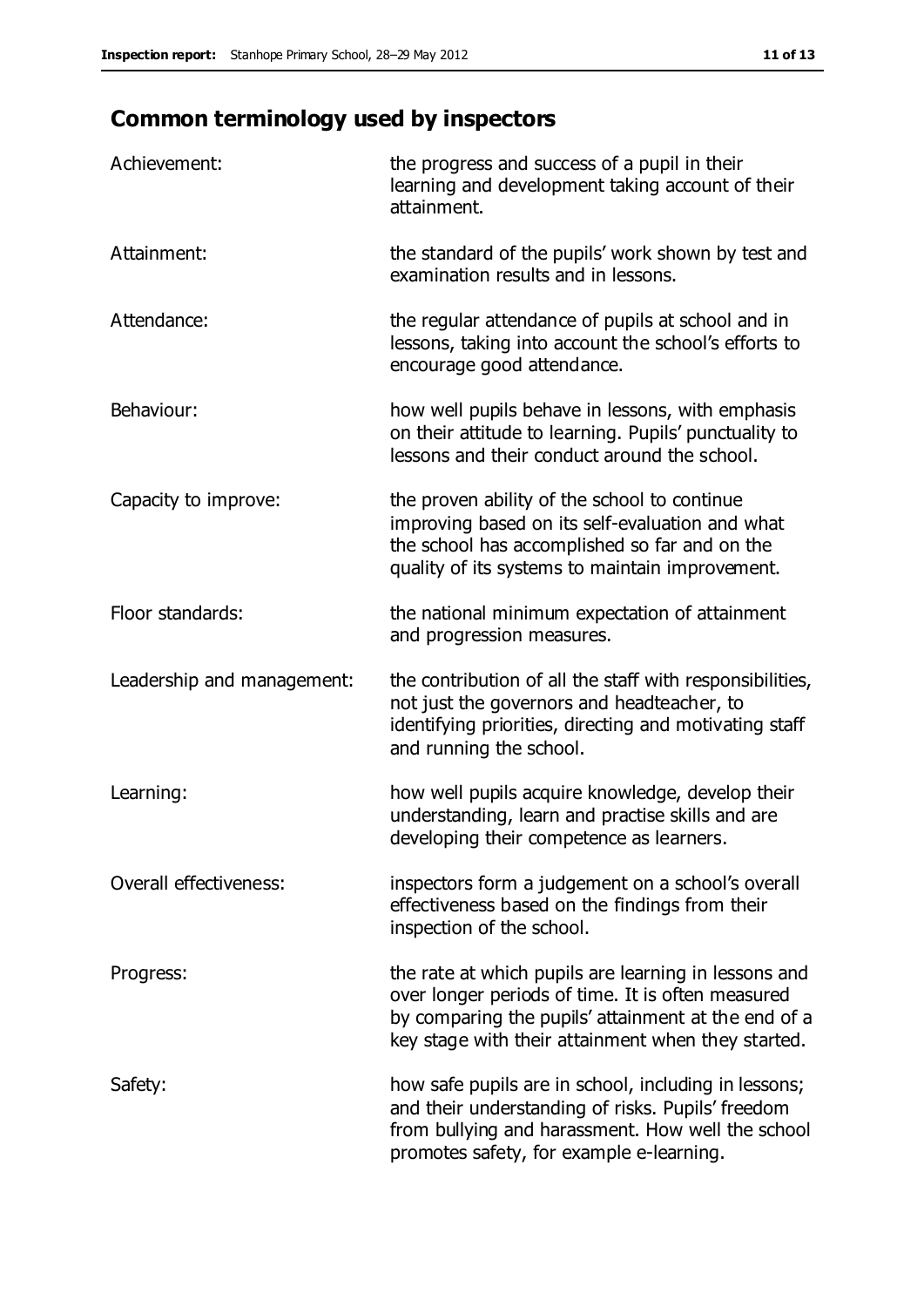## Common terminology used by inspectors

| | |
|---|---|
| Achievement: | the progress and success of a pupil in their learning and development taking account of their attainment. |
| Attainment: | the standard of the pupils' work shown by test and examination results and in lessons. |
| Attendance: | the regular attendance of pupils at school and in lessons, taking into account the school's efforts to encourage good attendance. |
| Behaviour: | how well pupils behave in lessons, with emphasis on their attitude to learning. Pupils' punctuality to lessons and their conduct around the school. |
| Capacity to improve: | the proven ability of the school to continue improving based on its self-evaluation and what the school has accomplished so far and on the quality of its systems to maintain improvement. |
| Floor standards: | the national minimum expectation of attainment and progression measures. |
| Leadership and management: | the contribution of all the staff with responsibilities, not just the governors and headteacher, to identifying priorities, directing and motivating staff and running the school. |
| Learning: | how well pupils acquire knowledge, develop their understanding, learn and practise skills and are developing their competence as learners. |
| Overall effectiveness: | inspectors form a judgement on a school's overall effectiveness based on the findings from their inspection of the school. |
| Progress: | the rate at which pupils are learning in lessons and over longer periods of time. It is often measured by comparing the pupils' attainment at the end of a key stage with their attainment when they started. |
| Safety: | how safe pupils are in school, including in lessons; and their understanding of risks. Pupils' freedom from bullying and harassment. How well the school promotes safety, for example e-learning. |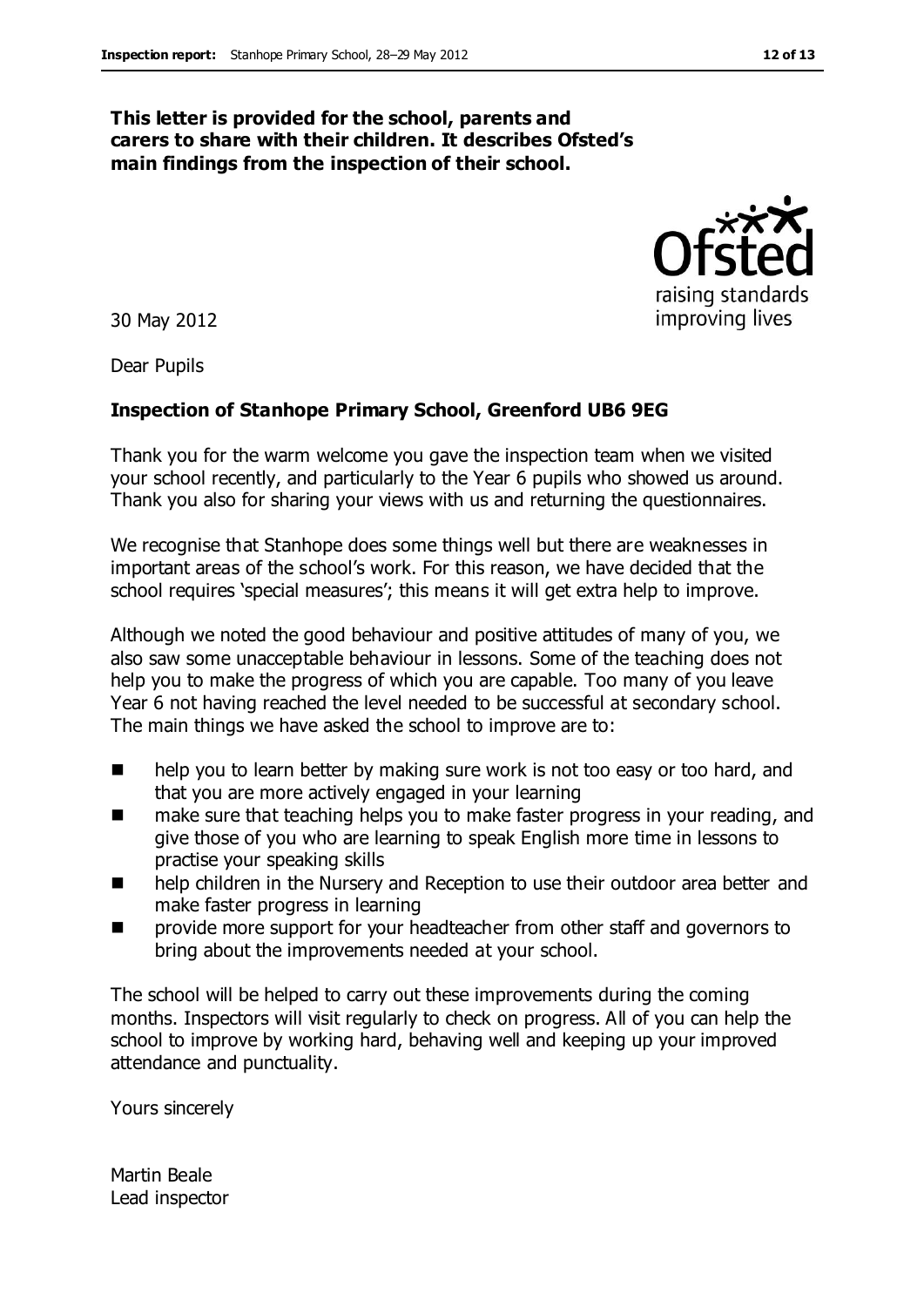**This letter is provided for the school, parents and carers to share with their children. It describes Ofsted's main findings from the inspection of their school.**

30 May 2012

Dear Pupils

**Inspection of Stanhope Primary School, Greenford UB6 9EG**

Thank you for the warm welcome you gave the inspection team when we visited your school recently, and particularly to the Year 6 pupils who showed us around. Thank you also for sharing your views with us and returning the questionnaires.

We recognise that Stanhope does some things well but there are weaknesses in important areas of the school's work. For this reason, we have decided that the school requires 'special measures'; this means it will get extra help to improve.

Although we noted the good behaviour and positive attitudes of many of you, we also saw some unacceptable behaviour in lessons. Some of the teaching does not help you to make the progress of which you are capable. Too many of you leave Year 6 not having reached the level needed to be successful at secondary school. The main things we have asked the school to improve are to:

- help you to learn better by making sure work is not too easy or too hard, and that you are more actively engaged in your learning
- make sure that teaching helps you to make faster progress in your reading, and give those of you who are learning to speak English more time in lessons to practise your speaking skills
- help children in the Nursery and Reception to use their outdoor area better and make faster progress in learning
- provide more support for your headteacher from other staff and governors to bring about the improvements needed at your school.

The school will be helped to carry out these improvements during the coming months. Inspectors will visit regularly to check on progress. All of you can help the school to improve by working hard, behaving well and keeping up your improved attendance and punctuality.

Yours sincerely

Martin Beale
Lead inspector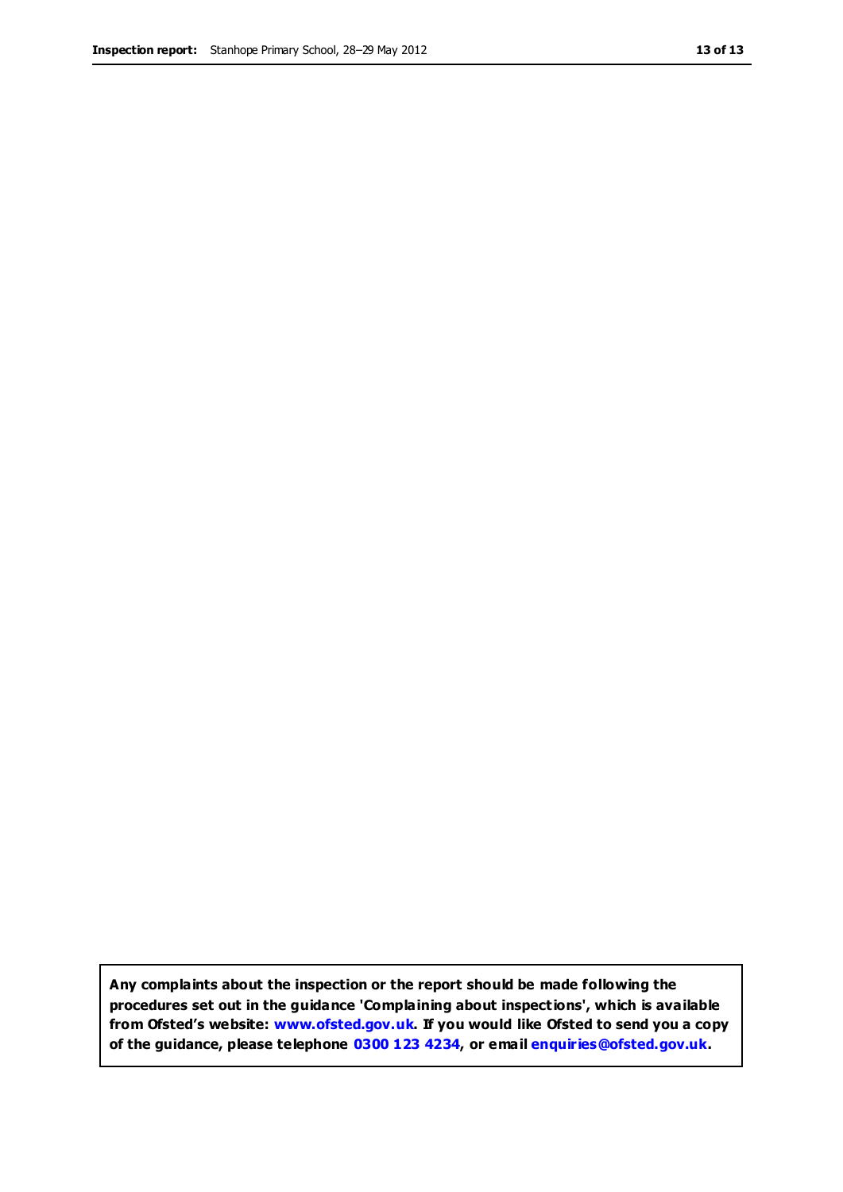**Any complaints about the inspection or the report should be made following the procedures set out in the guidance 'Complaining about inspections', which is available from Ofsted's website: www.ofsted.gov.uk. If you would like Ofsted to send you a copy of the guidance, please telephone 0300 123 4234, or email enquiries@ofsted.gov.uk.**